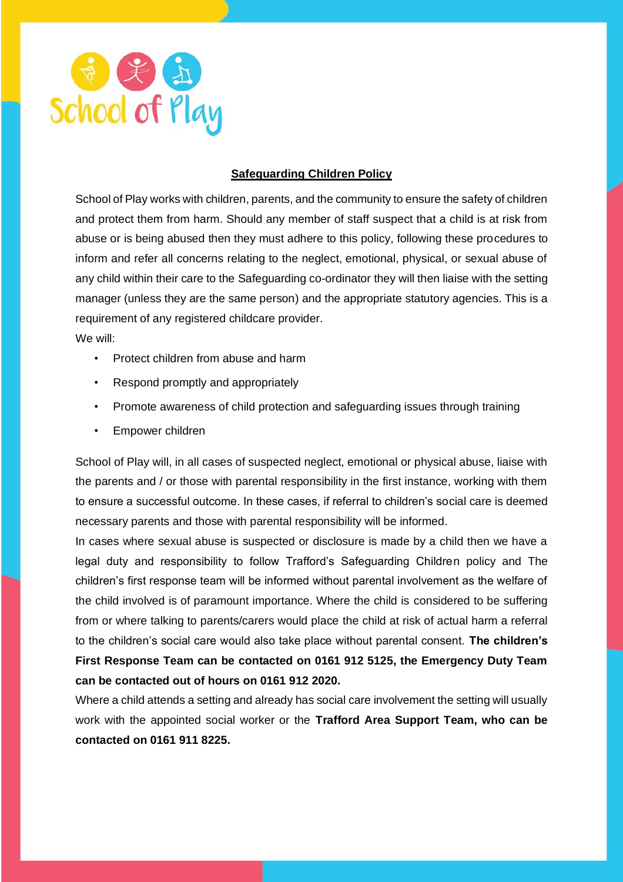School of Play

## Safeguarding Children Policy

School of Play works with children, parents, and the community to ensure the safety of children and protect them from harm. Should any member of staff suspect that a child is at risk from abuse or is being abused then they must adhere to this policy, following these procedures to inform and refer all concerns relating to the neglect, emotional, physical, or sexual abuse of any child within their care to the Safeguarding co-ordinator they will then liaise with the setting manager (unless they are the same person) and the appropriate statutory agencies. This is a requirement of any registered childcare provider.

We will:

- Protect children from abuse and harm
- Respond promptly and appropriately
- Promote awareness of child protection and safeguarding issues through training
- Empower children

School of Play will, in all cases of suspected neglect, emotional or physical abuse, liaise with the parents and / or those with parental responsibility in the first instance, working with them to ensure a successful outcome. In these cases, if referral to children's social care is deemed necessary parents and those with parental responsibility will be informed.

In cases where sexual abuse is suspected or disclosure is made by a child then we have a legal duty and responsibility to follow Trafford's Safeguarding Children policy and The children's first response team will be informed without parental involvement as the welfare of the child involved is of paramount importance. Where the child is considered to be suffering from or where talking to parents/carers would place the child at risk of actual harm a referral to the children's social care would also take place without parental consent. **The children's First Response Team can be contacted on 0161 912 5125, the Emergency Duty Team can be contacted out of hours on 0161 912 2020.**

Where a child attends a setting and already has social care involvement the setting will usually work with the appointed social worker or the **Trafford Area Support Team, who can be contacted on 0161 911 8225.**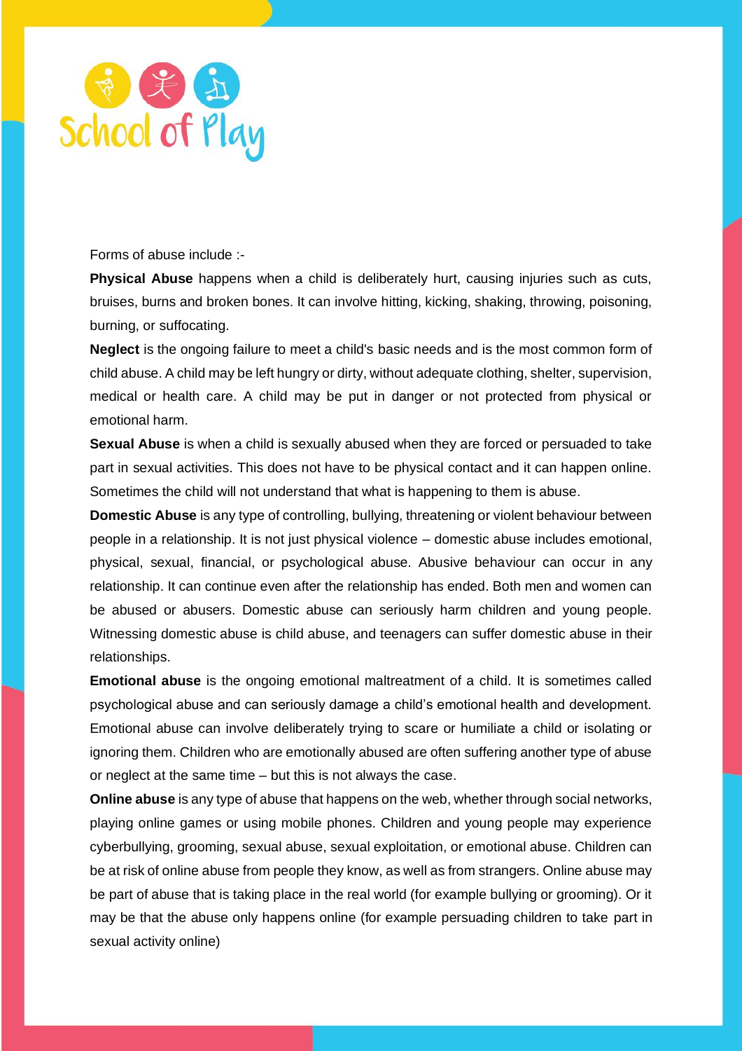Forms of abuse include :-

**Physical Abuse** happens when a child is deliberately hurt, causing injuries such as cuts, bruises, burns and broken bones. It can involve hitting, kicking, shaking, throwing, poisoning, burning, or suffocating.

**Neglect** is the ongoing failure to meet a child's basic needs and is the most common form of child abuse. A child may be left hungry or dirty, without adequate clothing, shelter, supervision, medical or health care. A child may be put in danger or not protected from physical or emotional harm.

**Sexual Abuse** is when a child is sexually abused when they are forced or persuaded to take part in sexual activities. This does not have to be physical contact and it can happen online. Sometimes the child will not understand that what is happening to them is abuse.

**Domestic Abuse** is any type of controlling, bullying, threatening or violent behaviour between people in a relationship. It is not just physical violence – domestic abuse includes emotional, physical, sexual, financial, or psychological abuse. Abusive behaviour can occur in any relationship. It can continue even after the relationship has ended. Both men and women can be abused or abusers. Domestic abuse can seriously harm children and young people. Witnessing domestic abuse is child abuse, and teenagers can suffer domestic abuse in their relationships.

**Emotional abuse** is the ongoing emotional maltreatment of a child. It is sometimes called psychological abuse and can seriously damage a child's emotional health and development. Emotional abuse can involve deliberately trying to scare or humiliate a child or isolating or ignoring them. Children who are emotionally abused are often suffering another type of abuse or neglect at the same time – but this is not always the case.

**Online abuse** is any type of abuse that happens on the web, whether through social networks, playing online games or using mobile phones. Children and young people may experience cyberbullying, grooming, sexual abuse, sexual exploitation, or emotional abuse. Children can be at risk of online abuse from people they know, as well as from strangers. Online abuse may be part of abuse that is taking place in the real world (for example bullying or grooming). Or it may be that the abuse only happens online (for example persuading children to take part in sexual activity online)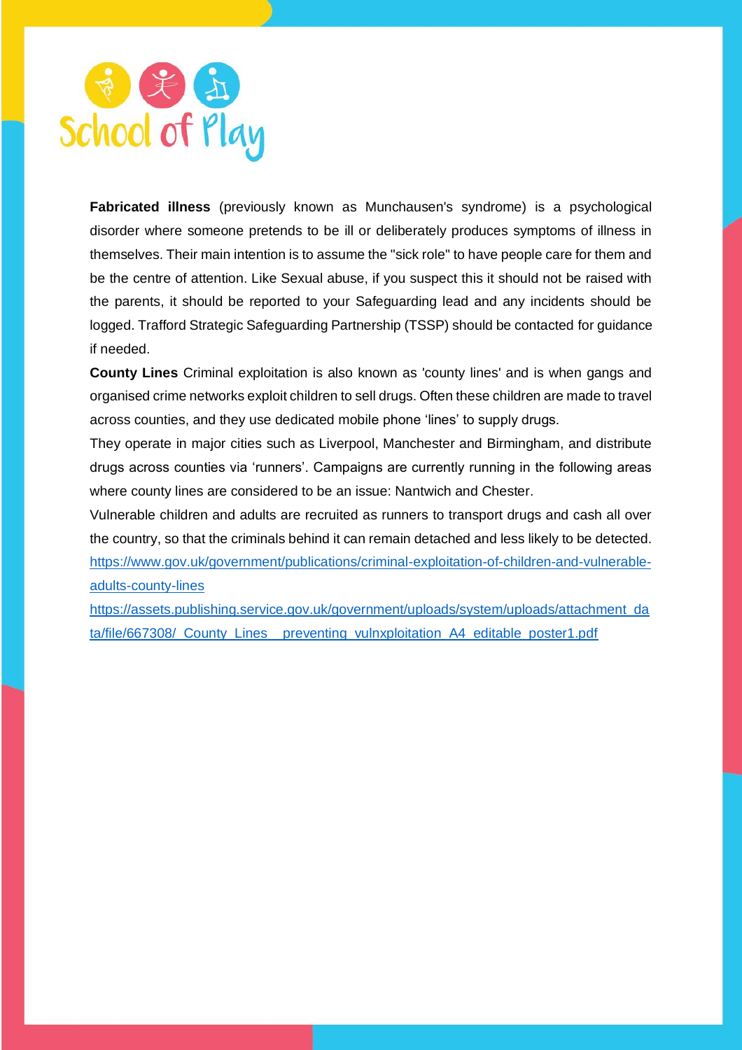**Fabricated illness** (previously known as Munchausen's syndrome) is a psychological disorder where someone pretends to be ill or deliberately produces symptoms of illness in themselves. Their main intention is to assume the "sick role" to have people care for them and be the centre of attention. Like Sexual abuse, if you suspect this it should not be raised with the parents, it should be reported to your Safeguarding lead and any incidents should be logged. Trafford Strategic Safeguarding Partnership (TSSP) should be contacted for guidance if needed.

**County Lines** Criminal exploitation is also known as 'county lines' and is when gangs and organised crime networks exploit children to sell drugs. Often these children are made to travel across counties, and they use dedicated mobile phone 'lines' to supply drugs.

They operate in major cities such as Liverpool, Manchester and Birmingham, and distribute drugs across counties via 'runners'. Campaigns are currently running in the following areas where county lines are considered to be an issue: Nantwich and Chester.

Vulnerable children and adults are recruited as runners to transport drugs and cash all over the country, so that the criminals behind it can remain detached and less likely to be detected.

https://www.gov.uk/government/publications/criminal-exploitation-of-children-and-vulnerable-adults-county-lines

https://assets.publishing.service.gov.uk/government/uploads/system/uploads/attachment_data/file/667308/_County_Lines__preventing_vulnxploitation_A4_editable_poster1.pdf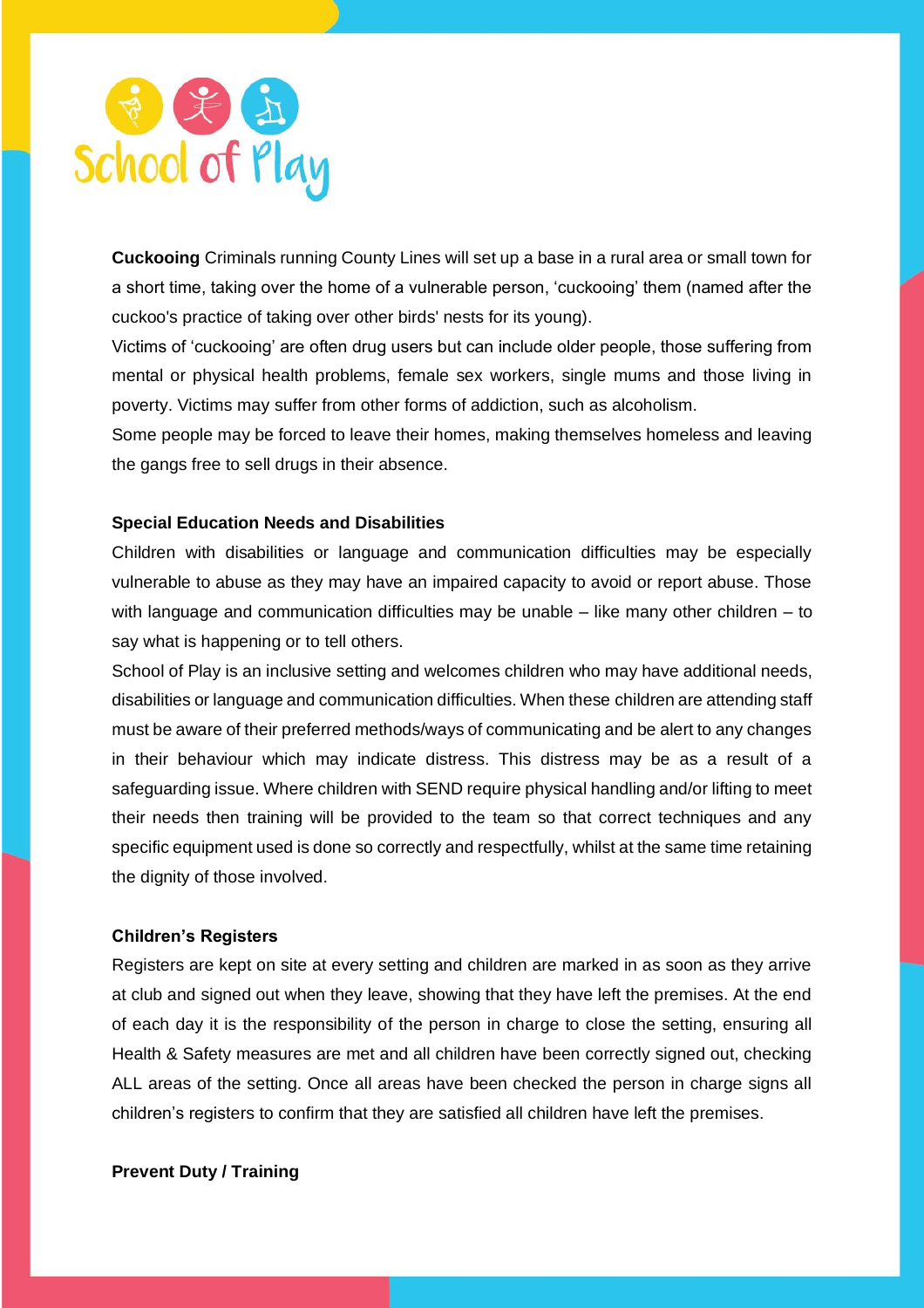**Cuckooing** Criminals running County Lines will set up a base in a rural area or small town for a short time, taking over the home of a vulnerable person, 'cuckooing' them (named after the cuckoo's practice of taking over other birds' nests for its young).

Victims of 'cuckooing' are often drug users but can include older people, those suffering from mental or physical health problems, female sex workers, single mums and those living in poverty. Victims may suffer from other forms of addiction, such as alcoholism.

Some people may be forced to leave their homes, making themselves homeless and leaving the gangs free to sell drugs in their absence.

**Special Education Needs and Disabilities**

Children with disabilities or language and communication difficulties may be especially vulnerable to abuse as they may have an impaired capacity to avoid or report abuse. Those with language and communication difficulties may be unable – like many other children – to say what is happening or to tell others.

School of Play is an inclusive setting and welcomes children who may have additional needs, disabilities or language and communication difficulties. When these children are attending staff must be aware of their preferred methods/ways of communicating and be alert to any changes in their behaviour which may indicate distress. This distress may be as a result of a safeguarding issue. Where children with SEND require physical handling and/or lifting to meet their needs then training will be provided to the team so that correct techniques and any specific equipment used is done so correctly and respectfully, whilst at the same time retaining the dignity of those involved.

**Children's Registers**

Registers are kept on site at every setting and children are marked in as soon as they arrive at club and signed out when they leave, showing that they have left the premises. At the end of each day it is the responsibility of the person in charge to close the setting, ensuring all Health & Safety measures are met and all children have been correctly signed out, checking ALL areas of the setting. Once all areas have been checked the person in charge signs all children's registers to confirm that they are satisfied all children have left the premises.

**Prevent Duty / Training**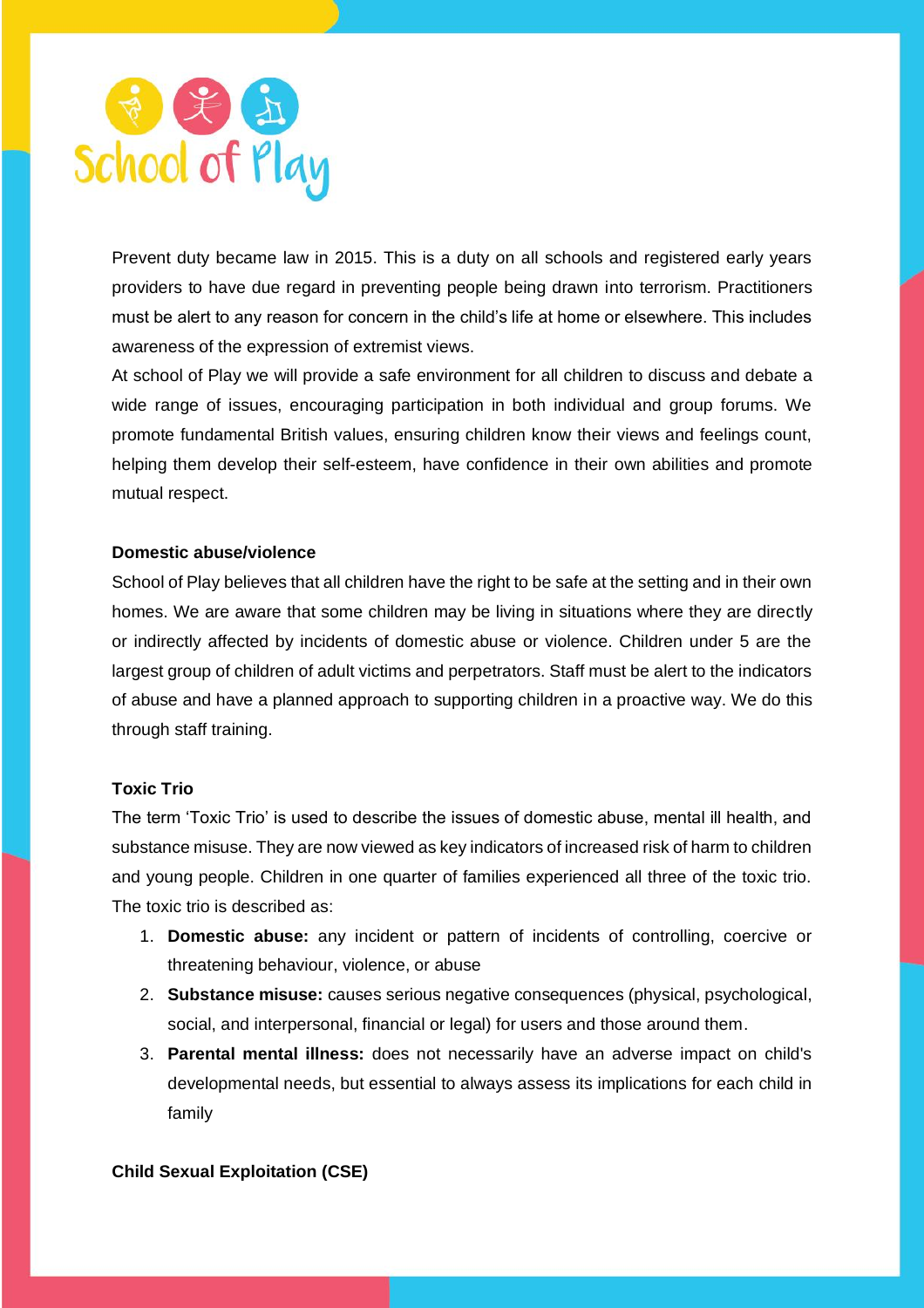Prevent duty became law in 2015. This is a duty on all schools and registered early years providers to have due regard in preventing people being drawn into terrorism. Practitioners must be alert to any reason for concern in the child's life at home or elsewhere. This includes awareness of the expression of extremist views.

At school of Play we will provide a safe environment for all children to discuss and debate a wide range of issues, encouraging participation in both individual and group forums. We promote fundamental British values, ensuring children know their views and feelings count, helping them develop their self-esteem, have confidence in their own abilities and promote mutual respect.

**Domestic abuse/violence**

School of Play believes that all children have the right to be safe at the setting and in their own homes. We are aware that some children may be living in situations where they are directly or indirectly affected by incidents of domestic abuse or violence. Children under 5 are the largest group of children of adult victims and perpetrators. Staff must be alert to the indicators of abuse and have a planned approach to supporting children in a proactive way. We do this through staff training.

**Toxic Trio**

The term 'Toxic Trio' is used to describe the issues of domestic abuse, mental ill health, and substance misuse. They are now viewed as key indicators of increased risk of harm to children and young people. Children in one quarter of families experienced all three of the toxic trio. The toxic trio is described as:

1. **Domestic abuse:** any incident or pattern of incidents of controlling, coercive or threatening behaviour, violence, or abuse
2. **Substance misuse:** causes serious negative consequences (physical, psychological, social, and interpersonal, financial or legal) for users and those around them.
3. **Parental mental illness:** does not necessarily have an adverse impact on child's developmental needs, but essential to always assess its implications for each child in family

**Child Sexual Exploitation (CSE)**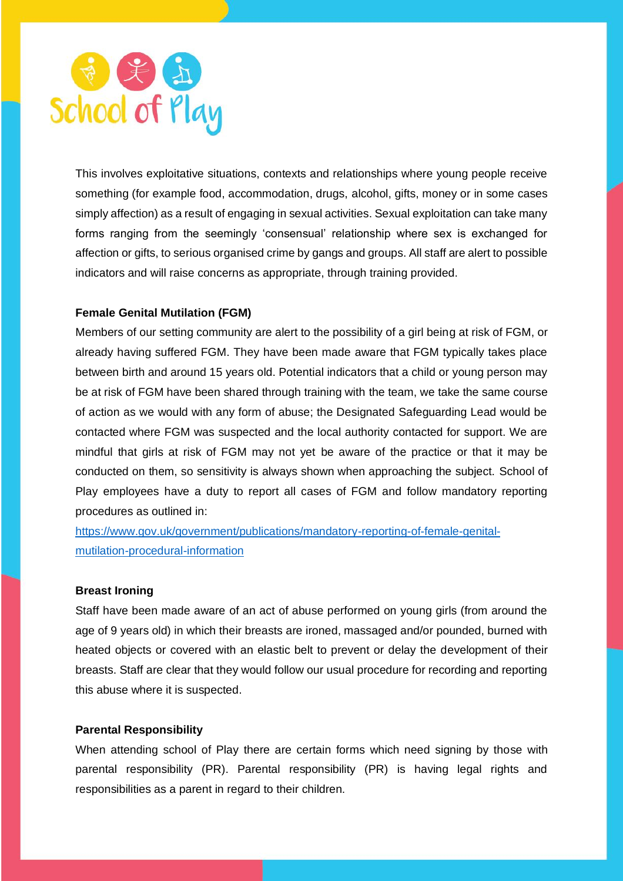This involves exploitative situations, contexts and relationships where young people receive something (for example food, accommodation, drugs, alcohol, gifts, money or in some cases simply affection) as a result of engaging in sexual activities. Sexual exploitation can take many forms ranging from the seemingly 'consensual' relationship where sex is exchanged for affection or gifts, to serious organised crime by gangs and groups. All staff are alert to possible indicators and will raise concerns as appropriate, through training provided.

**Female Genital Mutilation (FGM)**

Members of our setting community are alert to the possibility of a girl being at risk of FGM, or already having suffered FGM. They have been made aware that FGM typically takes place between birth and around 15 years old. Potential indicators that a child or young person may be at risk of FGM have been shared through training with the team, we take the same course of action as we would with any form of abuse; the Designated Safeguarding Lead would be contacted where FGM was suspected and the local authority contacted for support. We are mindful that girls at risk of FGM may not yet be aware of the practice or that it may be conducted on them, so sensitivity is always shown when approaching the subject. School of Play employees have a duty to report all cases of FGM and follow mandatory reporting procedures as outlined in:

[https://www.gov.uk/government/publications/mandatory-reporting-of-female-genital-mutilation-procedural-information](https://www.gov.uk/government/publications/mandatory-reporting-of-female-genital-mutilation-procedural-information)

**Breast Ironing**

Staff have been made aware of an act of abuse performed on young girls (from around the age of 9 years old) in which their breasts are ironed, massaged and/or pounded, burned with heated objects or covered with an elastic belt to prevent or delay the development of their breasts. Staff are clear that they would follow our usual procedure for recording and reporting this abuse where it is suspected.

**Parental Responsibility**

When attending school of Play there are certain forms which need signing by those with parental responsibility (PR). Parental responsibility (PR) is having legal rights and responsibilities as a parent in regard to their children.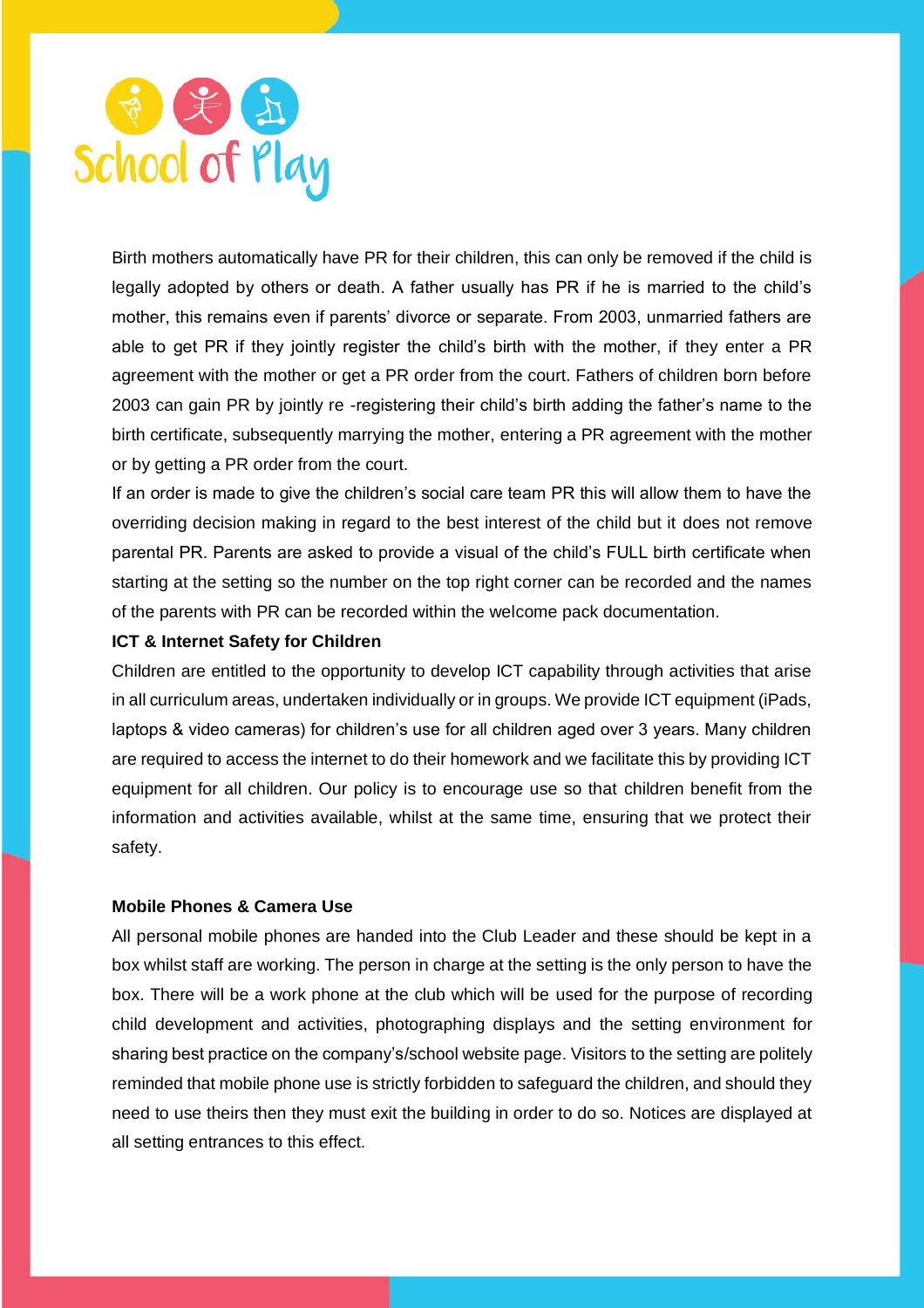Birth mothers automatically have PR for their children, this can only be removed if the child is legally adopted by others or death. A father usually has PR if he is married to the child's mother, this remains even if parents' divorce or separate. From 2003, unmarried fathers are able to get PR if they jointly register the child's birth with the mother, if they enter a PR agreement with the mother or get a PR order from the court. Fathers of children born before 2003 can gain PR by jointly re -registering their child's birth adding the father's name to the birth certificate, subsequently marrying the mother, entering a PR agreement with the mother or by getting a PR order from the court.

If an order is made to give the children's social care team PR this will allow them to have the overriding decision making in regard to the best interest of the child but it does not remove parental PR. Parents are asked to provide a visual of the child's FULL birth certificate when starting at the setting so the number on the top right corner can be recorded and the names of the parents with PR can be recorded within the welcome pack documentation.

**ICT & Internet Safety for Children**

Children are entitled to the opportunity to develop ICT capability through activities that arise in all curriculum areas, undertaken individually or in groups. We provide ICT equipment (iPads, laptops & video cameras) for children's use for all children aged over 3 years. Many children are required to access the internet to do their homework and we facilitate this by providing ICT equipment for all children. Our policy is to encourage use so that children benefit from the information and activities available, whilst at the same time, ensuring that we protect their safety.

**Mobile Phones & Camera Use**

All personal mobile phones are handed into the Club Leader and these should be kept in a box whilst staff are working. The person in charge at the setting is the only person to have the box. There will be a work phone at the club which will be used for the purpose of recording child development and activities, photographing displays and the setting environment for sharing best practice on the company's/school website page. Visitors to the setting are politely reminded that mobile phone use is strictly forbidden to safeguard the children, and should they need to use theirs then they must exit the building in order to do so. Notices are displayed at all setting entrances to this effect.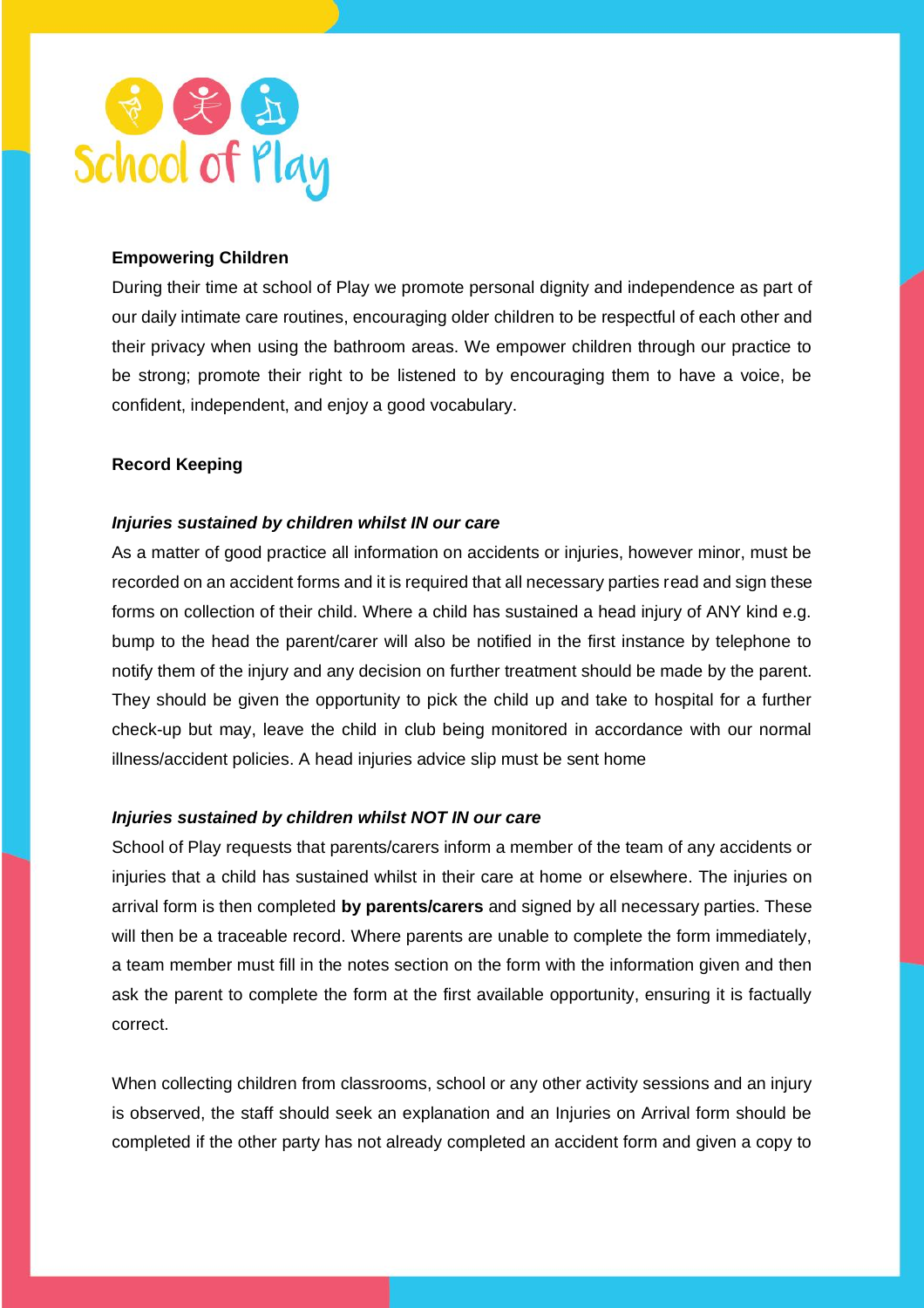**Empowering Children**

During their time at school of Play we promote personal dignity and independence as part of our daily intimate care routines, encouraging older children to be respectful of each other and their privacy when using the bathroom areas. We empower children through our practice to be strong; promote their right to be listened to by encouraging them to have a voice, be confident, independent, and enjoy a good vocabulary.

**Record Keeping**

***Injuries sustained by children whilst IN our care***

As a matter of good practice all information on accidents or injuries, however minor, must be recorded on an accident forms and it is required that all necessary parties read and sign these forms on collection of their child. Where a child has sustained a head injury of ANY kind e.g. bump to the head the parent/carer will also be notified in the first instance by telephone to notify them of the injury and any decision on further treatment should be made by the parent. They should be given the opportunity to pick the child up and take to hospital for a further check-up but may, leave the child in club being monitored in accordance with our normal illness/accident policies. A head injuries advice slip must be sent home

***Injuries sustained by children whilst NOT IN our care***

School of Play requests that parents/carers inform a member of the team of any accidents or injuries that a child has sustained whilst in their care at home or elsewhere. The injuries on arrival form is then completed **by parents/carers** and signed by all necessary parties. These will then be a traceable record. Where parents are unable to complete the form immediately, a team member must fill in the notes section on the form with the information given and then ask the parent to complete the form at the first available opportunity, ensuring it is factually correct.

When collecting children from classrooms, school or any other activity sessions and an injury is observed, the staff should seek an explanation and an Injuries on Arrival form should be completed if the other party has not already completed an accident form and given a copy to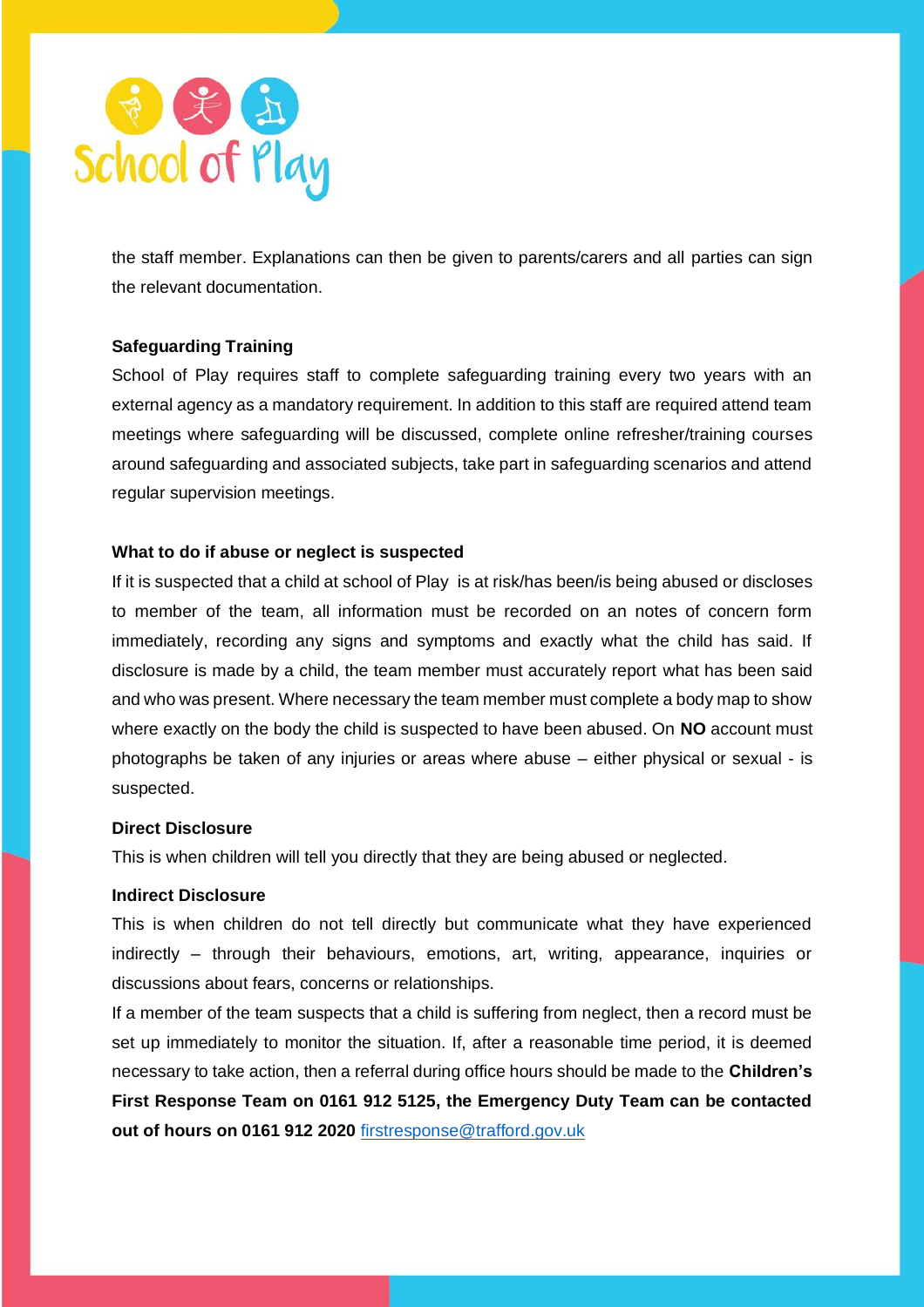the staff member. Explanations can then be given to parents/carers and all parties can sign the relevant documentation.

**Safeguarding Training**

School of Play requires staff to complete safeguarding training every two years with an external agency as a mandatory requirement. In addition to this staff are required attend team meetings where safeguarding will be discussed, complete online refresher/training courses around safeguarding and associated subjects, take part in safeguarding scenarios and attend regular supervision meetings.

**What to do if abuse or neglect is suspected**

If it is suspected that a child at school of Play is at risk/has been/is being abused or discloses to member of the team, all information must be recorded on an notes of concern form immediately, recording any signs and symptoms and exactly what the child has said. If disclosure is made by a child, the team member must accurately report what has been said and who was present. Where necessary the team member must complete a body map to show where exactly on the body the child is suspected to have been abused. On **NO** account must photographs be taken of any injuries or areas where abuse – either physical or sexual - is suspected.

**Direct Disclosure**

This is when children will tell you directly that they are being abused or neglected.

**Indirect Disclosure**

This is when children do not tell directly but communicate what they have experienced indirectly – through their behaviours, emotions, art, writing, appearance, inquiries or discussions about fears, concerns or relationships.

If a member of the team suspects that a child is suffering from neglect, then a record must be set up immediately to monitor the situation. If, after a reasonable time period, it is deemed necessary to take action, then a referral during office hours should be made to the **Children's First Response Team on 0161 912 5125, the Emergency Duty Team can be contacted out of hours on 0161 912 2020** firstresponse@trafford.gov.uk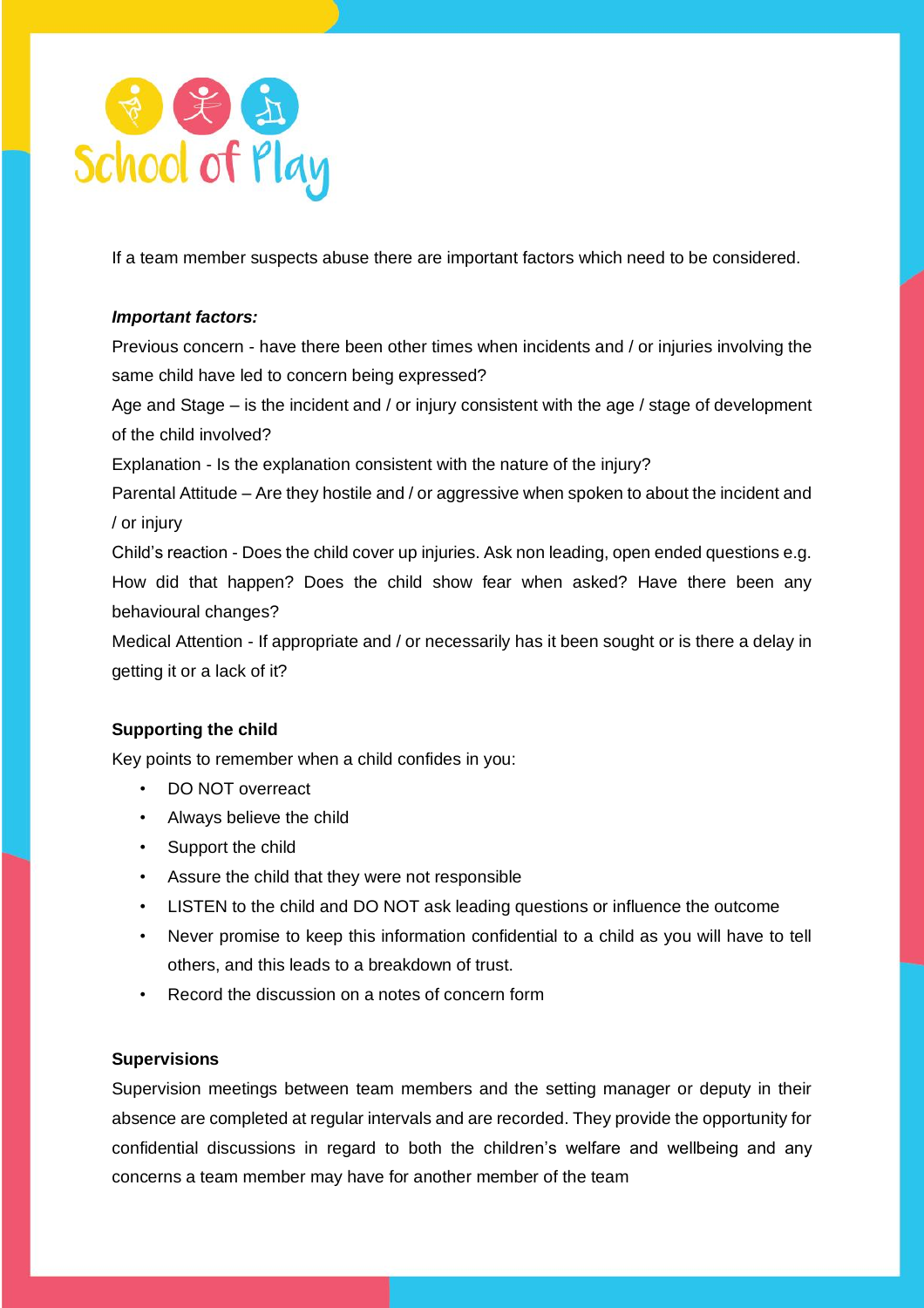If a team member suspects abuse there are important factors which need to be considered.

***Important factors:***

Previous concern - have there been other times when incidents and / or injuries involving the same child have led to concern being expressed?

Age and Stage – is the incident and / or injury consistent with the age / stage of development of the child involved?

Explanation - Is the explanation consistent with the nature of the injury?

Parental Attitude – Are they hostile and / or aggressive when spoken to about the incident and / or injury

Child's reaction - Does the child cover up injuries. Ask non leading, open ended questions e.g. How did that happen? Does the child show fear when asked? Have there been any behavioural changes?

Medical Attention - If appropriate and / or necessarily has it been sought or is there a delay in getting it or a lack of it?

**Supporting the child**

Key points to remember when a child confides in you:

- DO NOT overreact
- Always believe the child
- Support the child
- Assure the child that they were not responsible
- LISTEN to the child and DO NOT ask leading questions or influence the outcome
- Never promise to keep this information confidential to a child as you will have to tell others, and this leads to a breakdown of trust.
- Record the discussion on a notes of concern form

**Supervisions**

Supervision meetings between team members and the setting manager or deputy in their absence are completed at regular intervals and are recorded. They provide the opportunity for confidential discussions in regard to both the children's welfare and wellbeing and any concerns a team member may have for another member of the team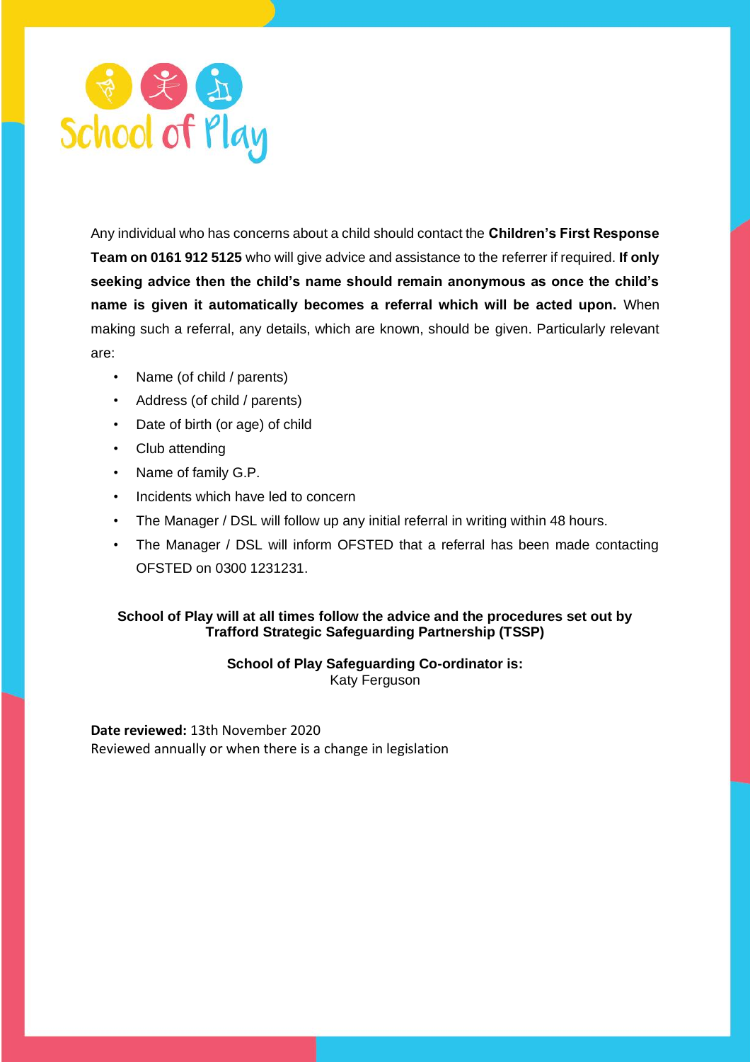Any individual who has concerns about a child should contact the **Children's First Response Team on 0161 912 5125** who will give advice and assistance to the referrer if required. **If only seeking advice then the child's name should remain anonymous as once the child's name is given it automatically becomes a referral which will be acted upon.** When making such a referral, any details, which are known, should be given. Particularly relevant are:

- Name (of child / parents)
- Address (of child / parents)
- Date of birth (or age) of child
- Club attending
- Name of family G.P.
- Incidents which have led to concern
- The Manager / DSL will follow up any initial referral in writing within 48 hours.
- The Manager / DSL will inform OFSTED that a referral has been made contacting OFSTED on 0300 1231231.

**School of Play will at all times follow the advice and the procedures set out by Trafford Strategic Safeguarding Partnership (TSSP)**

**School of Play Safeguarding Co-ordinator is:**
Katy Ferguson

**Date reviewed:** 13th November 2020
Reviewed annually or when there is a change in legislation